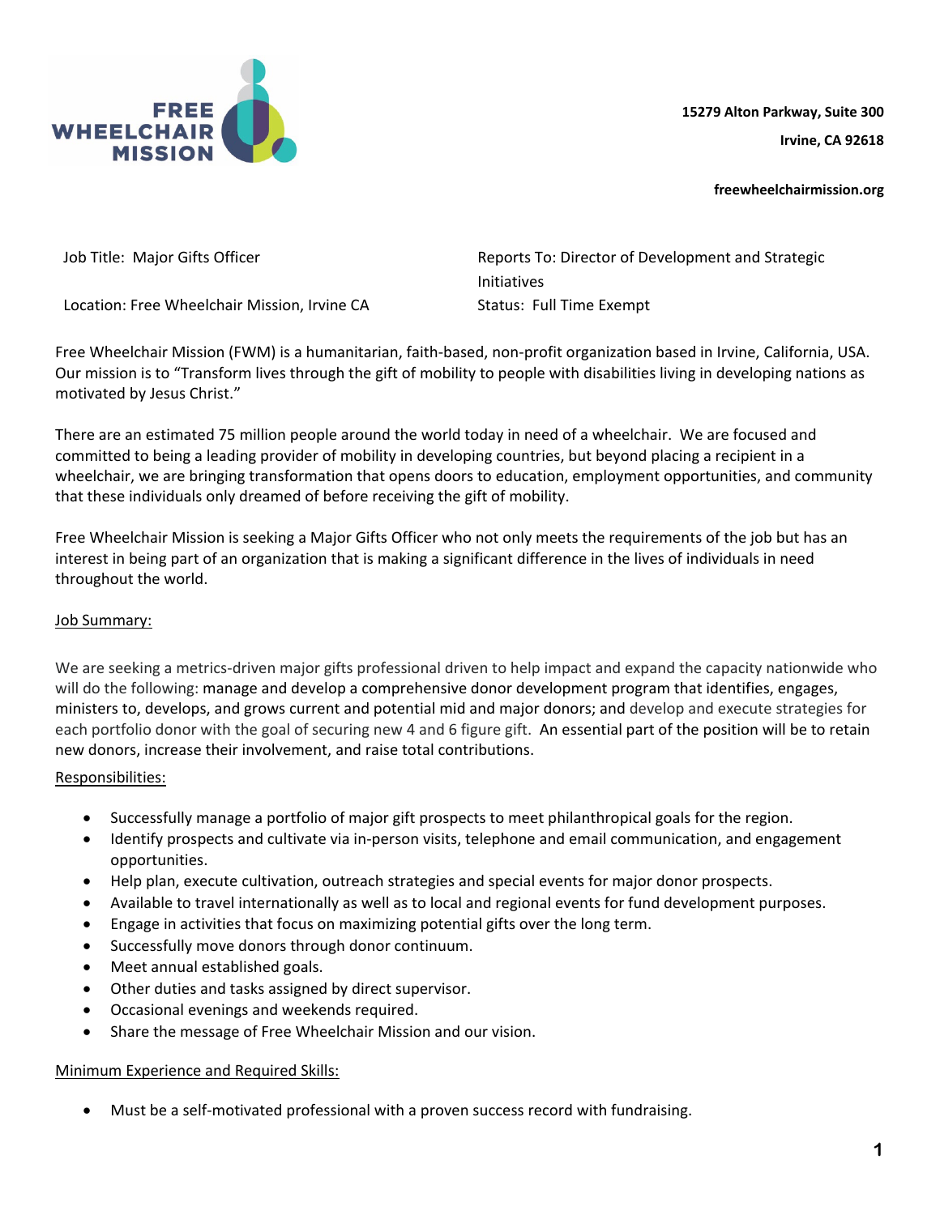15279 Alton Parkway, Suite 300

Irvine, CA 92618

freewheelchairmission.org

Job Title: Major Gifts Officer

Location: Free Wheelchair Mission, Irvine CA

Reports To: Director of Development and Strategic Initiatives

Status: Full Time Exempt

Free Wheelchair Mission (FWM) is a humanitarian, faith-based, non-profit organization based in Irvine, California, USA. Our mission is to "Transform lives through the gift of mobility to people with disabilities living in developing nations as motivated by Jesus Christ."

There are an estimated 75 million people around the world today in need of a wheelchair. We are focused and committed to being a leading provider of mobility in developing countries, but beyond placing a recipient in a wheelchair, we are bringing transformation that opens doors to education, employment opportunities, and community that these individuals only dreamed of before receiving the gift of mobility.

Free Wheelchair Mission is seeking a Major Gifts Officer who not only meets the requirements of the job but has an interest in being part of an organization that is making a significant difference in the lives of individuals in need throughout the world.

## Job Summary:

We are seeking a metrics-driven major gifts professional driven to help impact and expand the capacity nationwide who will do the following: manage and develop a comprehensive donor development program that identifies, engages, ministers to, develops, and grows current and potential mid and major donors; and develop and execute strategies for each portfolio donor with the goal of securing new 4 and 6 figure gift. An essential part of the position will be to retain new donors, increase their involvement, and raise total contributions.

## Responsibilities:

- Successfully manage a portfolio of major gift prospects to meet philanthropical goals for the region.
- Identify prospects and cultivate via in-person visits, telephone and email communication, and engagement opportunities.
- Help plan, execute cultivation, outreach strategies and special events for major donor prospects.
- Available to travel internationally as well as to local and regional events for fund development purposes.
- Engage in activities that focus on maximizing potential gifts over the long term.
- Successfully move donors through donor continuum.
- Meet annual established goals.
- Other duties and tasks assigned by direct supervisor.
- Occasional evenings and weekends required.
- Share the message of Free Wheelchair Mission and our vision.

## Minimum Experience and Required Skills:

- Must be a self-motivated professional with a proven success record with fundraising.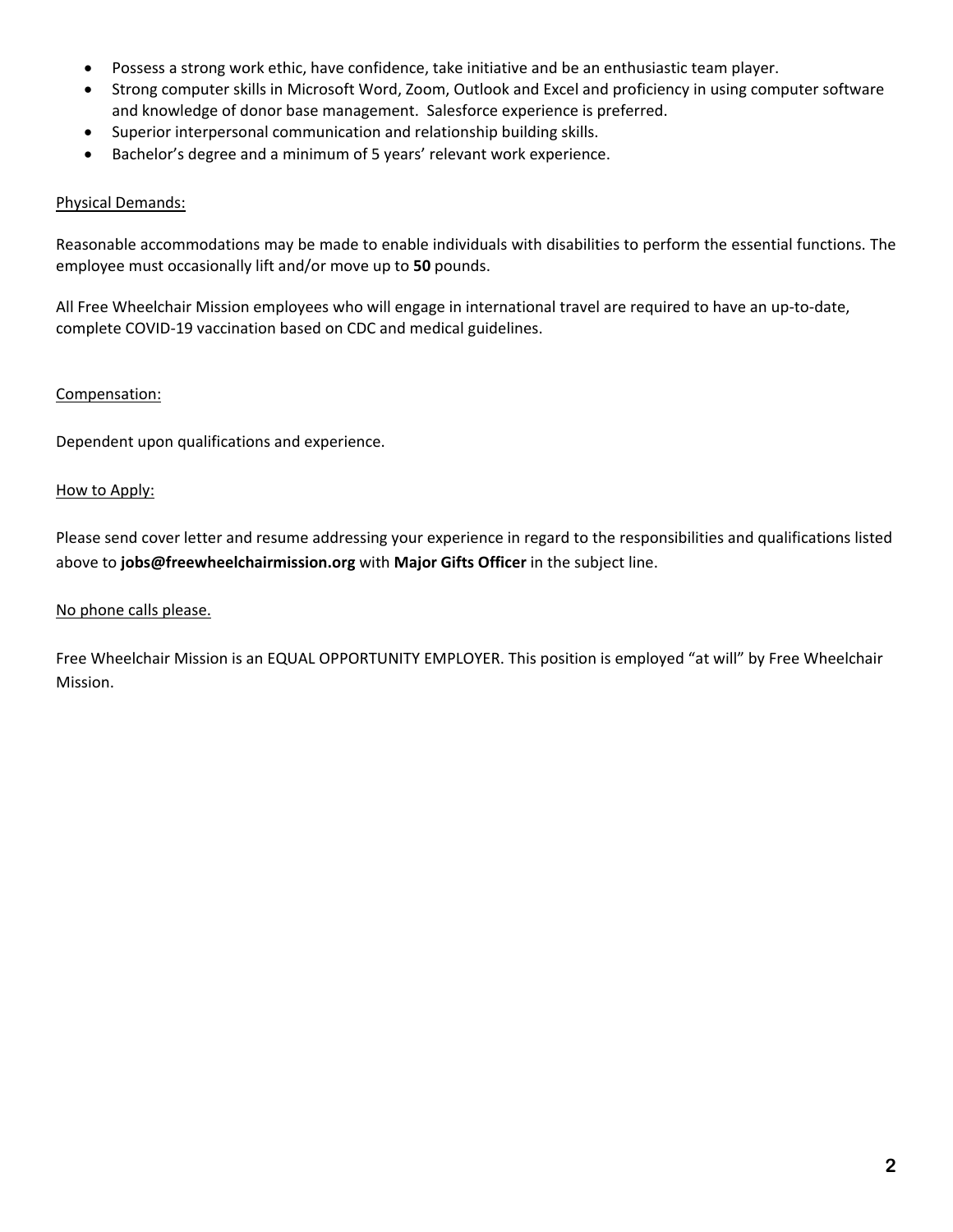- Possess a strong work ethic, have confidence, take initiative and be an enthusiastic team player.
- Strong computer skills in Microsoft Word, Zoom, Outlook and Excel and proficiency in using computer software and knowledge of donor base management. Salesforce experience is preferred.
- Superior interpersonal communication and relationship building skills.
- Bachelor's degree and a minimum of 5 years' relevant work experience.

<u>Physical Demands:</u>

Reasonable accommodations may be made to enable individuals with disabilities to perform the essential functions. The employee must occasionally lift and/or move up to **50** pounds.

All Free Wheelchair Mission employees who will engage in international travel are required to have an up-to-date, complete COVID-19 vaccination based on CDC and medical guidelines.

<u>Compensation:</u>

Dependent upon qualifications and experience.

<u>How to Apply:</u>

Please send cover letter and resume addressing your experience in regard to the responsibilities and qualifications listed above to **jobs@freewheelchairmission.org** with **Major Gifts Officer** in the subject line.

<u>No phone calls please.</u>

Free Wheelchair Mission is an EQUAL OPPORTUNITY EMPLOYER. This position is employed "at will" by Free Wheelchair Mission.